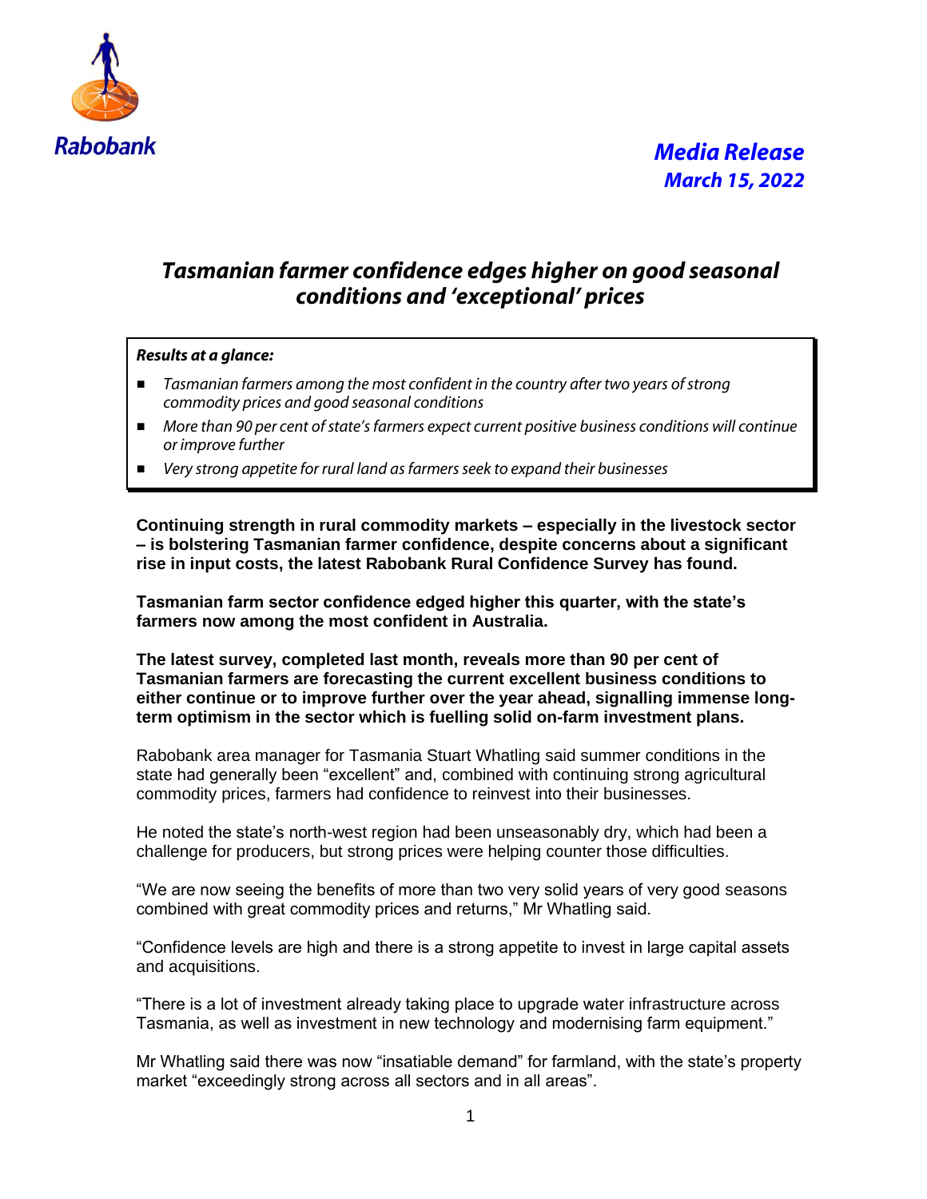Rabobank

*Media Release*
*March 15, 2022*

# *Tasmanian farmer confidence edges higher on good seasonal conditions and 'exceptional' prices*

***Results at a glance:***

- *Tasmanian farmers among the most confident in the country after two years of strong commodity prices and good seasonal conditions*
- *More than 90 per cent of state's farmers expect current positive business conditions will continue or improve further*
- *Very strong appetite for rural land as farmers seek to expand their businesses*

**Continuing strength in rural commodity markets – especially in the livestock sector – is bolstering Tasmanian farmer confidence, despite concerns about a significant rise in input costs, the latest Rabobank Rural Confidence Survey has found.**

**Tasmanian farm sector confidence edged higher this quarter, with the state's farmers now among the most confident in Australia.**

**The latest survey, completed last month, reveals more than 90 per cent of Tasmanian farmers are forecasting the current excellent business conditions to either continue or to improve further over the year ahead, signalling immense long-term optimism in the sector which is fuelling solid on-farm investment plans.**

Rabobank area manager for Tasmania Stuart Whatling said summer conditions in the state had generally been "excellent" and, combined with continuing strong agricultural commodity prices, farmers had confidence to reinvest into their businesses.

He noted the state's north-west region had been unseasonably dry, which had been a challenge for producers, but strong prices were helping counter those difficulties.

"We are now seeing the benefits of more than two very solid years of very good seasons combined with great commodity prices and returns," Mr Whatling said.

"Confidence levels are high and there is a strong appetite to invest in large capital assets and acquisitions.

"There is a lot of investment already taking place to upgrade water infrastructure across Tasmania, as well as investment in new technology and modernising farm equipment."

Mr Whatling said there was now "insatiable demand" for farmland, with the state's property market "exceedingly strong across all sectors and in all areas".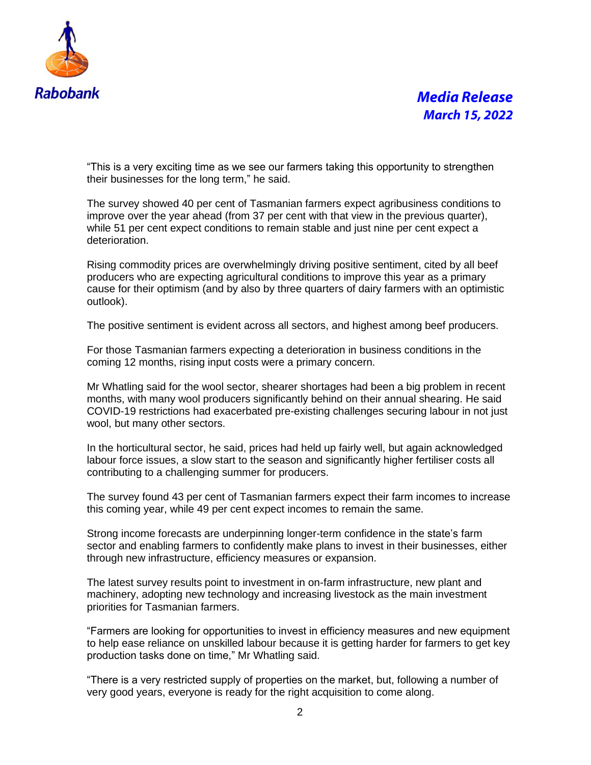"This is a very exciting time as we see our farmers taking this opportunity to strengthen their businesses for the long term," he said.

The survey showed 40 per cent of Tasmanian farmers expect agribusiness conditions to improve over the year ahead (from 37 per cent with that view in the previous quarter), while 51 per cent expect conditions to remain stable and just nine per cent expect a deterioration.

Rising commodity prices are overwhelmingly driving positive sentiment, cited by all beef producers who are expecting agricultural conditions to improve this year as a primary cause for their optimism (and by also by three quarters of dairy farmers with an optimistic outlook).

The positive sentiment is evident across all sectors, and highest among beef producers.

For those Tasmanian farmers expecting a deterioration in business conditions in the coming 12 months, rising input costs were a primary concern.

Mr Whatling said for the wool sector, shearer shortages had been a big problem in recent months, with many wool producers significantly behind on their annual shearing. He said COVID-19 restrictions had exacerbated pre-existing challenges securing labour in not just wool, but many other sectors.

In the horticultural sector, he said, prices had held up fairly well, but again acknowledged labour force issues, a slow start to the season and significantly higher fertiliser costs all contributing to a challenging summer for producers.

The survey found 43 per cent of Tasmanian farmers expect their farm incomes to increase this coming year, while 49 per cent expect incomes to remain the same.

Strong income forecasts are underpinning longer-term confidence in the state's farm sector and enabling farmers to confidently make plans to invest in their businesses, either through new infrastructure, efficiency measures or expansion.

The latest survey results point to investment in on-farm infrastructure, new plant and machinery, adopting new technology and increasing livestock as the main investment priorities for Tasmanian farmers.

"Farmers are looking for opportunities to invest in efficiency measures and new equipment to help ease reliance on unskilled labour because it is getting harder for farmers to get key production tasks done on time," Mr Whatling said.

"There is a very restricted supply of properties on the market, but, following a number of very good years, everyone is ready for the right acquisition to come along.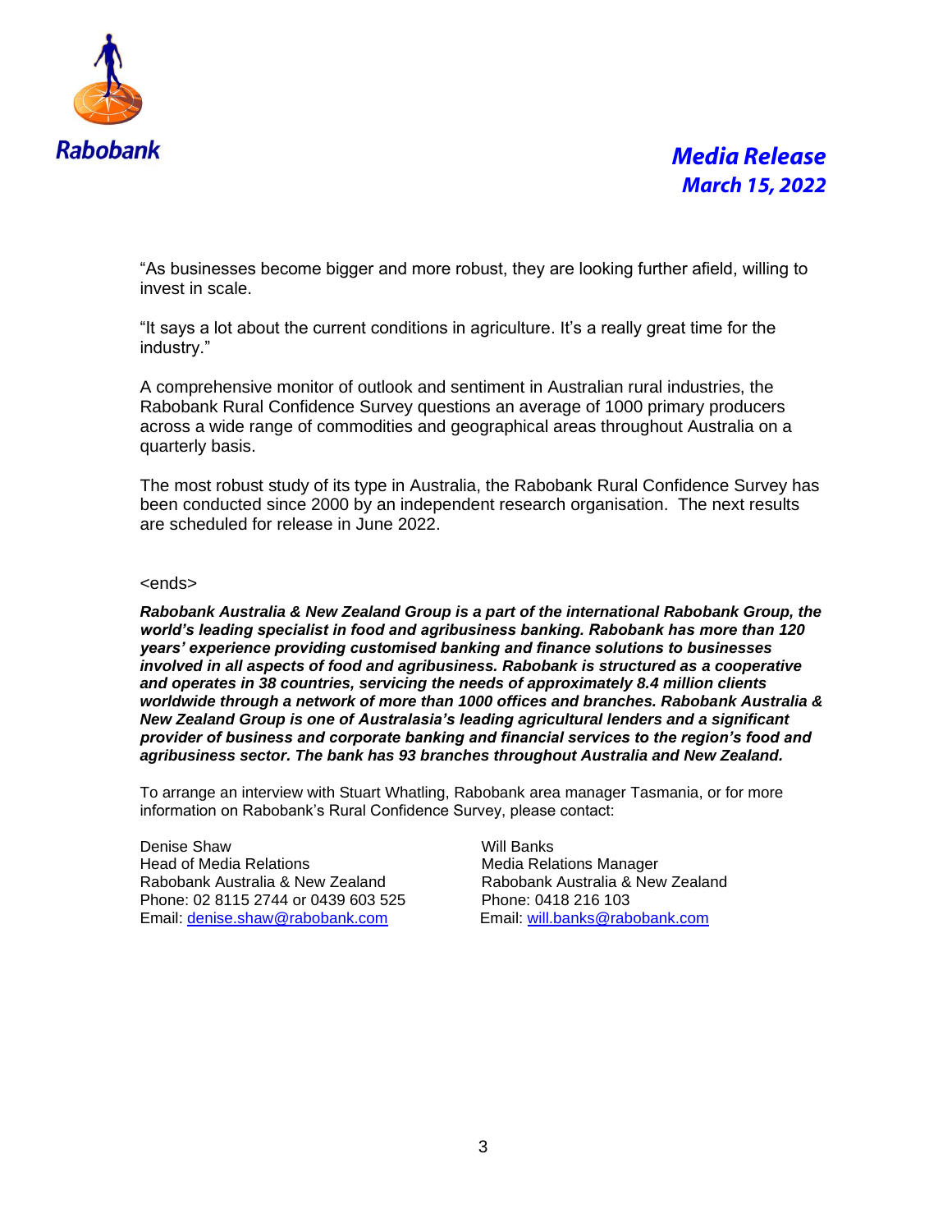**Media Release**
**March 15, 2022**

"As businesses become bigger and more robust, they are looking further afield, willing to invest in scale.

"It says a lot about the current conditions in agriculture. It's a really great time for the industry."

A comprehensive monitor of outlook and sentiment in Australian rural industries, the Rabobank Rural Confidence Survey questions an average of 1000 primary producers across a wide range of commodities and geographical areas throughout Australia on a quarterly basis.

The most robust study of its type in Australia, the Rabobank Rural Confidence Survey has been conducted since 2000 by an independent research organisation. The next results are scheduled for release in June 2022.

<ends>

***Rabobank Australia & New Zealand Group is a part of the international Rabobank Group, the world's leading specialist in food and agribusiness banking. Rabobank has more than 120 years' experience providing customised banking and finance solutions to businesses involved in all aspects of food and agribusiness. Rabobank is structured as a cooperative and operates in 38 countries, servicing the needs of approximately 8.4 million clients worldwide through a network of more than 1000 offices and branches. Rabobank Australia & New Zealand Group is one of Australasia's leading agricultural lenders and a significant provider of business and corporate banking and financial services to the region's food and agribusiness sector. The bank has 93 branches throughout Australia and New Zealand.***

To arrange an interview with Stuart Whatling, Rabobank area manager Tasmania, or for more information on Rabobank's Rural Confidence Survey, please contact:

Denise Shaw
Head of Media Relations
Rabobank Australia & New Zealand
Phone: 02 8115 2744 or 0439 603 525
Email: denise.shaw@rabobank.com

Will Banks
Media Relations Manager
Rabobank Australia & New Zealand
Phone: 0418 216 103
Email: will.banks@rabobank.com